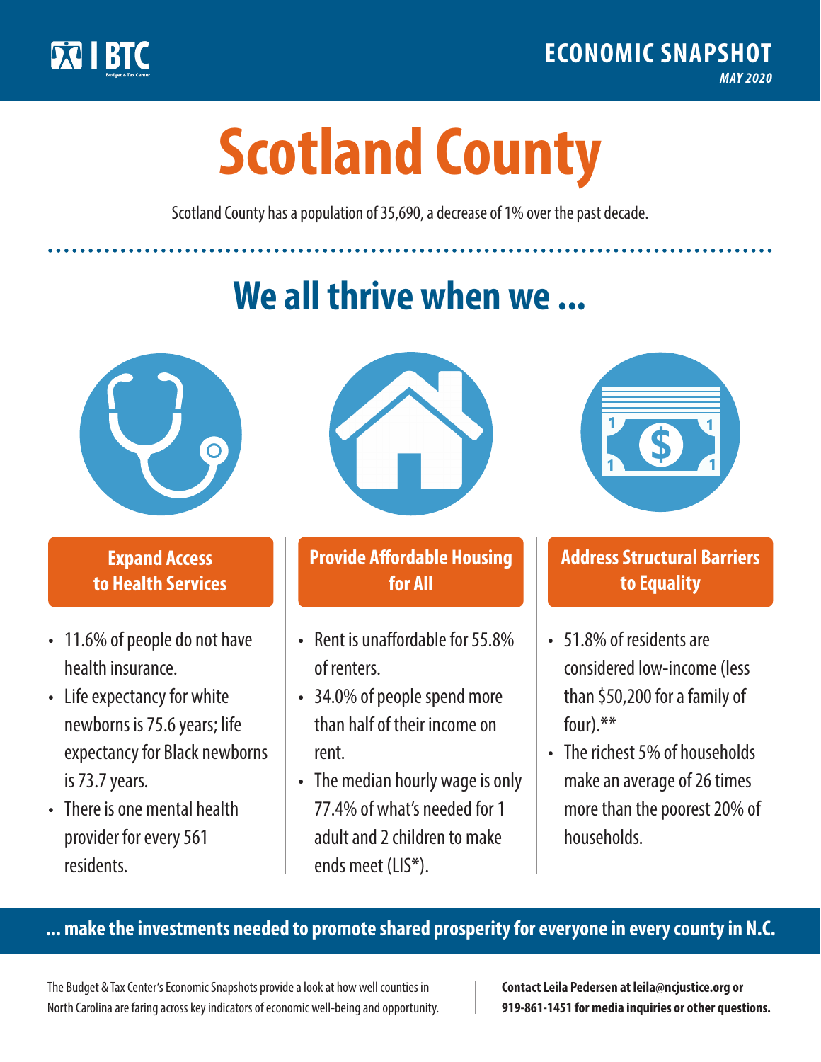BTC Budget & Tax Center

**ECONOMIC SNAPSHOT**
*MAY 2020*

# Scotland County

Scotland County has a population of 35,690, a decrease of 1% over the past decade.

## We all thrive when we ...

### Expand Access to Health Services

- 11.6% of people do not have health insurance.
- Life expectancy for white newborns is 75.6 years; life expectancy for Black newborns is 73.7 years.
- There is one mental health provider for every 561 residents.

### Provide Affordable Housing for All

- Rent is unaffordable for 55.8% of renters.
- 34.0% of people spend more than half of their income on rent.
- The median hourly wage is only 77.4% of what's needed for 1 adult and 2 children to make ends meet (LIS*).

### Address Structural Barriers to Equality

- 51.8% of residents are considered low-income (less than $50,200 for a family of four).**
- The richest 5% of households make an average of 26 times more than the poorest 20% of households.

**... make the investments needed to promote shared prosperity for everyone in every county in N.C.**

The Budget & Tax Center's Economic Snapshots provide a look at how well counties in North Carolina are faring across key indicators of economic well-being and opportunity.

**Contact Leila Pedersen at leila@ncjustice.org or 919-861-1451 for media inquiries or other questions.**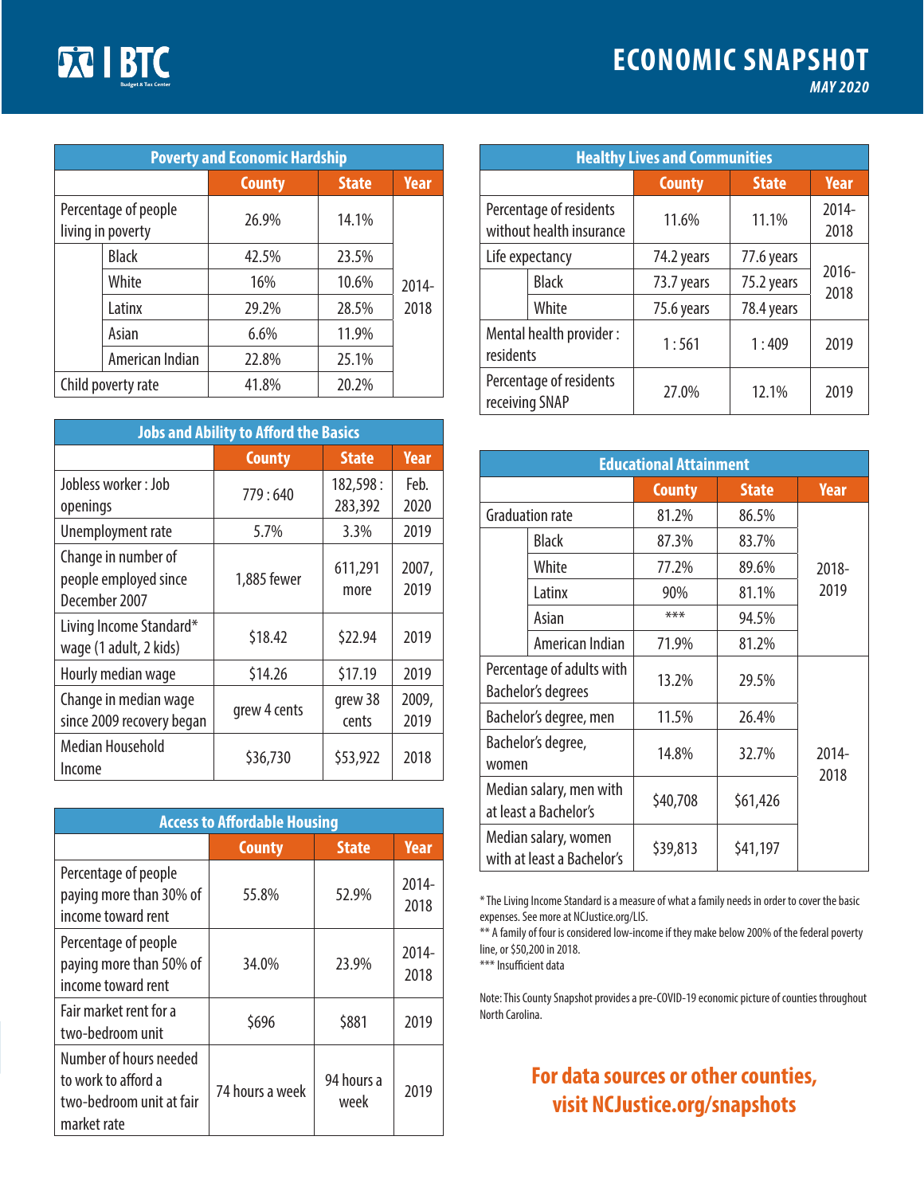BTC Budget & Tax Center

# ECONOMIC SNAPSHOT

*MAY 2020*

## Poverty and Economic Hardship

| | | County | State | Year |
|---|---|---|---|---|
| Percentage of people living in poverty | | 26.9% | 14.1% | 2014-2018 |
| | Black | 42.5% | 23.5% | |
| | White | 16% | 10.6% | |
| | Latinx | 29.2% | 28.5% | |
| | Asian | 6.6% | 11.9% | |
| | American Indian | 22.8% | 25.1% | |
| Child poverty rate | | 41.8% | 20.2% | |

## Jobs and Ability to Afford the Basics

| | County | State | Year |
|---|---|---|---|
| Jobless worker : Job openings | 779 : 640 | 182,598 : 283,392 | Feb. 2020 |
| Unemployment rate | 5.7% | 3.3% | 2019 |
| Change in number of people employed since December 2007 | 1,885 fewer | 611,291 more | 2007, 2019 |
| Living Income Standard* wage (1 adult, 2 kids) | $18.42 | $22.94 | 2019 |
| Hourly median wage | $14.26 | $17.19 | 2019 |
| Change in median wage since 2009 recovery began | grew 4 cents | grew 38 cents | 2009, 2019 |
| Median Household Income | $36,730 | $53,922 | 2018 |

## Access to Affordable Housing

| | County | State | Year |
|---|---|---|---|
| Percentage of people paying more than 30% of income toward rent | 55.8% | 52.9% | 2014-2018 |
| Percentage of people paying more than 50% of income toward rent | 34.0% | 23.9% | 2014-2018 |
| Fair market rent for a two-bedroom unit | $696 | $881 | 2019 |
| Number of hours needed to work to afford a two-bedroom unit at fair market rate | 74 hours a week | 94 hours a week | 2019 |

## Healthy Lives and Communities

| | | County | State | Year |
|---|---|---|---|---|
| Percentage of residents without health insurance | | 11.6% | 11.1% | 2014-2018 |
| Life expectancy | | 74.2 years | 77.6 years | 2016-2018 |
| | Black | 73.7 years | 75.2 years | |
| | White | 75.6 years | 78.4 years | |
| Mental health provider : residents | | 1 : 561 | 1 : 409 | 2019 |
| Percentage of residents receiving SNAP | | 27.0% | 12.1% | 2019 |

## Educational Attainment

| | | County | State | Year |
|---|---|---|---|---|
| Graduation rate | | 81.2% | 86.5% | 2018-2019 |
| | Black | 87.3% | 83.7% | |
| | White | 77.2% | 89.6% | |
| | Latinx | 90% | 81.1% | |
| | Asian | *** | 94.5% | |
| | American Indian | 71.9% | 81.2% | |
| Percentage of adults with Bachelor's degrees | | 13.2% | 29.5% | 2014-2018 |
| Bachelor's degree, men | | 11.5% | 26.4% | |
| Bachelor's degree, women | | 14.8% | 32.7% | |
| Median salary, men with at least a Bachelor's | | $40,708 | $61,426 | |
| Median salary, women with at least a Bachelor's | | $39,813 | $41,197 | |

* The Living Income Standard is a measure of what a family needs in order to cover the basic expenses. See more at NCJustice.org/LIS.

** A family of four is considered low-income if they make below 200% of the federal poverty line, or $50,200 in 2018.

*** Insufficient data

Note: This County Snapshot provides a pre-COVID-19 economic picture of counties throughout North Carolina.

**For data sources or other counties, visit NCJustice.org/snapshots**